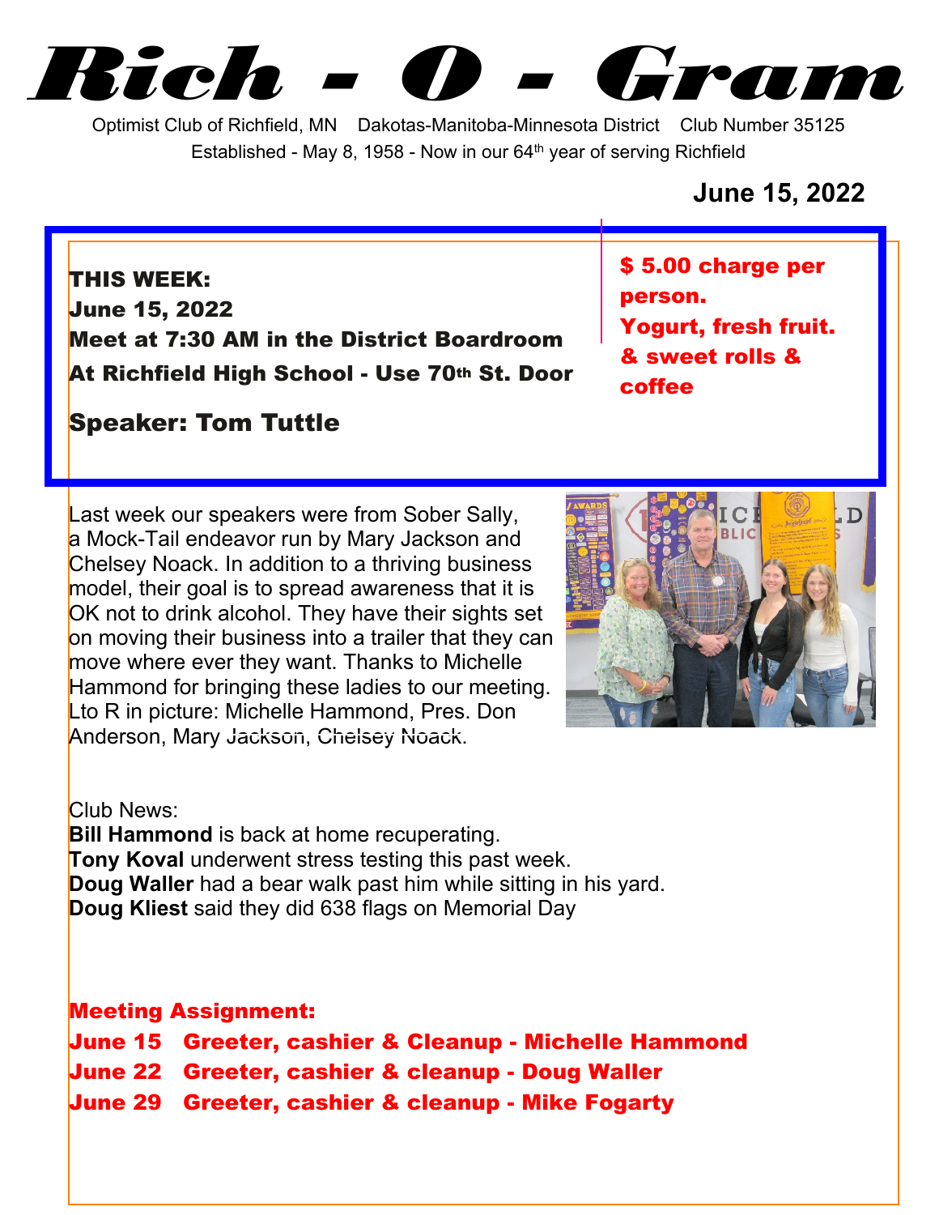# Rich - O - Gram

Optimist Club of Richfield, MN   Dakotas-Manitoba-Minnesota District   Club Number 35125

Established - May 8, 1958 - Now in our 64th year of serving Richfield

**June 15, 2022**

**THIS WEEK:**
**June 15, 2022**
**Meet at 7:30 AM in the District Boardroom**
**At Richfield High School - Use 70th St. Door**

**Speaker: Tom Tuttle**

**$ 5.00 charge per person.**
**Yogurt, fresh fruit. & sweet rolls & coffee**

Last week our speakers were from Sober Sally, a Mock-Tail endeavor run by Mary Jackson and Chelsey Noack. In addition to a thriving business model, their goal is to spread awareness that it is OK not to drink alcohol. They have their sights set on moving their business into a trailer that they can move where ever they want. Thanks to Michelle Hammond for bringing these ladies to our meeting. Lto R in picture: Michelle Hammond, Pres. Don Anderson, Mary Jackson, Chelsey Noack.

Club News:
**Bill Hammond** is back at home recuperating.
**Tony Koval** underwent stress testing this past week.
**Doug Waller** had a bear walk past him while sitting in his yard.
**Doug Kliest** said they did 638 flags on Memorial Day

**Meeting Assignment:**
**June 15  Greeter, cashier & Cleanup - Michelle Hammond**
**June 22  Greeter, cashier & cleanup - Doug Waller**
**June 29  Greeter, cashier & cleanup - Mike Fogarty**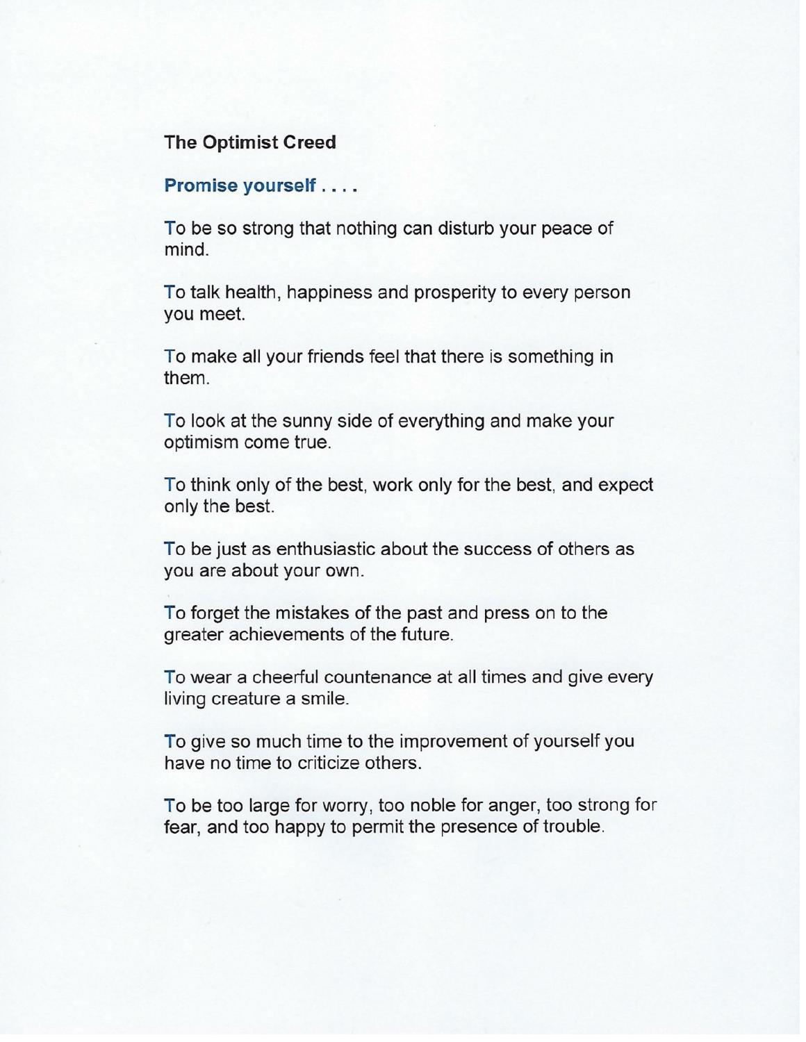**The Optimist Creed**

**Promise yourself . . . .**

To be so strong that nothing can disturb your peace of mind.

To talk health, happiness and prosperity to every person you meet.

To make all your friends feel that there is something in them.

To look at the sunny side of everything and make your optimism come true.

To think only of the best, work only for the best, and expect only the best.

To be just as enthusiastic about the success of others as you are about your own.

To forget the mistakes of the past and press on to the greater achievements of the future.

To wear a cheerful countenance at all times and give every living creature a smile.

To give so much time to the improvement of yourself you have no time to criticize others.

To be too large for worry, too noble for anger, too strong for fear, and too happy to permit the presence of trouble.